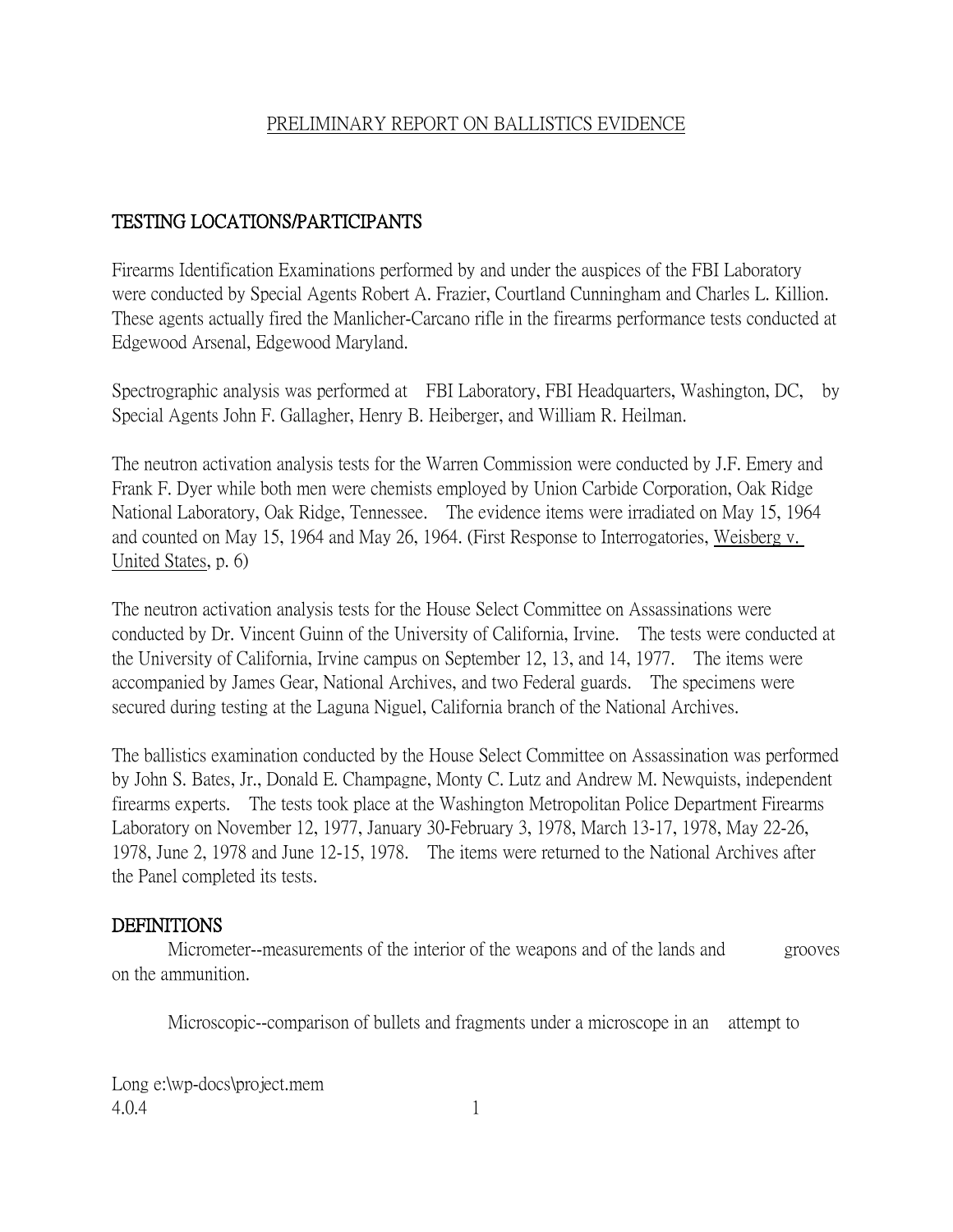# PRELIMINARY REPORT ON BALLISTICS EVIDENCE

## TESTING LOCATIONS/PARTICIPANTS

Firearms Identification Examinations performed by and under the auspices of the FBI Laboratory were conducted by Special Agents Robert A. Frazier, Courtland Cunningham and Charles L. Killion. These agents actually fired the Manlicher-Carcano rifle in the firearms performance tests conducted at Edgewood Arsenal, Edgewood Maryland.

Spectrographic analysis was performed at FBI Laboratory, FBI Headquarters, Washington, DC, by Special Agents John F. Gallagher, Henry B. Heiberger, and William R. Heilman.

The neutron activation analysis tests for the Warren Commission were conducted by J.F. Emery and Frank F. Dyer while both men were chemists employed by Union Carbide Corporation, Oak Ridge National Laboratory, Oak Ridge, Tennessee. The evidence items were irradiated on May 15, 1964 and counted on May 15, 1964 and May 26, 1964. (First Response to Interrogatories, Weisberg v. United States, p. 6)

The neutron activation analysis tests for the House Select Committee on Assassinations were conducted by Dr. Vincent Guinn of the University of California, Irvine. The tests were conducted at the University of California, Irvine campus on September 12, 13, and 14, 1977. The items were accompanied by James Gear, National Archives, and two Federal guards. The specimens were secured during testing at the Laguna Niguel, California branch of the National Archives.

The ballistics examination conducted by the House Select Committee on Assassination was performed by John S. Bates, Jr., Donald E. Champagne, Monty C. Lutz and Andrew M. Newquists, independent firearms experts. The tests took place at the Washington Metropolitan Police Department Firearms Laboratory on November 12, 1977, January 30-February 3, 1978, March 13-17, 1978, May 22-26, 1978, June 2, 1978 and June 12-15, 1978. The items were returned to the National Archives after the Panel completed its tests.

## DEFINITIONS

Micrometer--measurements of the interior of the weapons and of the lands and grooves on the ammunition.

Microscopic--comparison of bullets and fragments under a microscope in an attempt to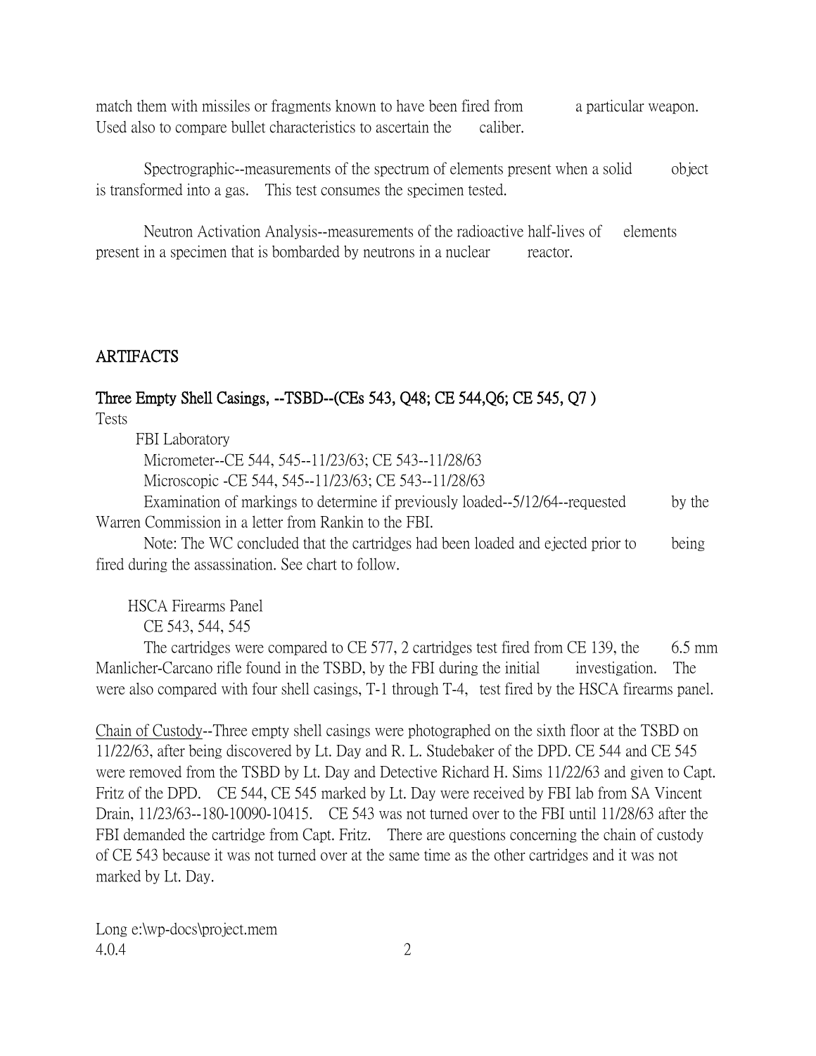match them with missiles or fragments known to have been fired from a particular weapon. Used also to compare bullet characteristics to ascertain the caliber.

Spectrographic--measurements of the spectrum of elements present when a solid object is transformed into a gas. This test consumes the specimen tested.

Neutron Activation Analysis--measurements of the radioactive half-lives of elements present in a specimen that is bombarded by neutrons in a nuclear reactor.

## ARTIFACTS

**Three Empty Shell Casings, --TSBD--(CEs 543, Q48; CE 544,Q6; CE 545, Q7 )**

Tests

FBI Laboratory

Micrometer--CE 544, 545--11/23/63; CE 543--11/28/63

Microscopic -CE 544, 545--11/23/63; CE 543--11/28/63

Examination of markings to determine if previously loaded--5/12/64--requested by the Warren Commission in a letter from Rankin to the FBI.

Note: The WC concluded that the cartridges had been loaded and ejected prior to being fired during the assassination. See chart to follow.

HSCA Firearms Panel

CE 543, 544, 545

The cartridges were compared to CE 577, 2 cartridges test fired from CE 139, the 6.5 mm Manlicher-Carcano rifle found in the TSBD, by the FBI during the initial investigation. The were also compared with four shell casings, T-1 through T-4, test fired by the HSCA firearms panel.

<u>Chain of Custody</u>--Three empty shell casings were photographed on the sixth floor at the TSBD on 11/22/63, after being discovered by Lt. Day and R. L. Studebaker of the DPD. CE 544 and CE 545 were removed from the TSBD by Lt. Day and Detective Richard H. Sims 11/22/63 and given to Capt. Fritz of the DPD. CE 544, CE 545 marked by Lt. Day were received by FBI lab from SA Vincent Drain, 11/23/63--180-10090-10415. CE 543 was not turned over to the FBI until 11/28/63 after the FBI demanded the cartridge from Capt. Fritz. There are questions concerning the chain of custody of CE 543 because it was not turned over at the same time as the other cartridges and it was not marked by Lt. Day.

Long e:\wp-docs\project.mem
4.0.4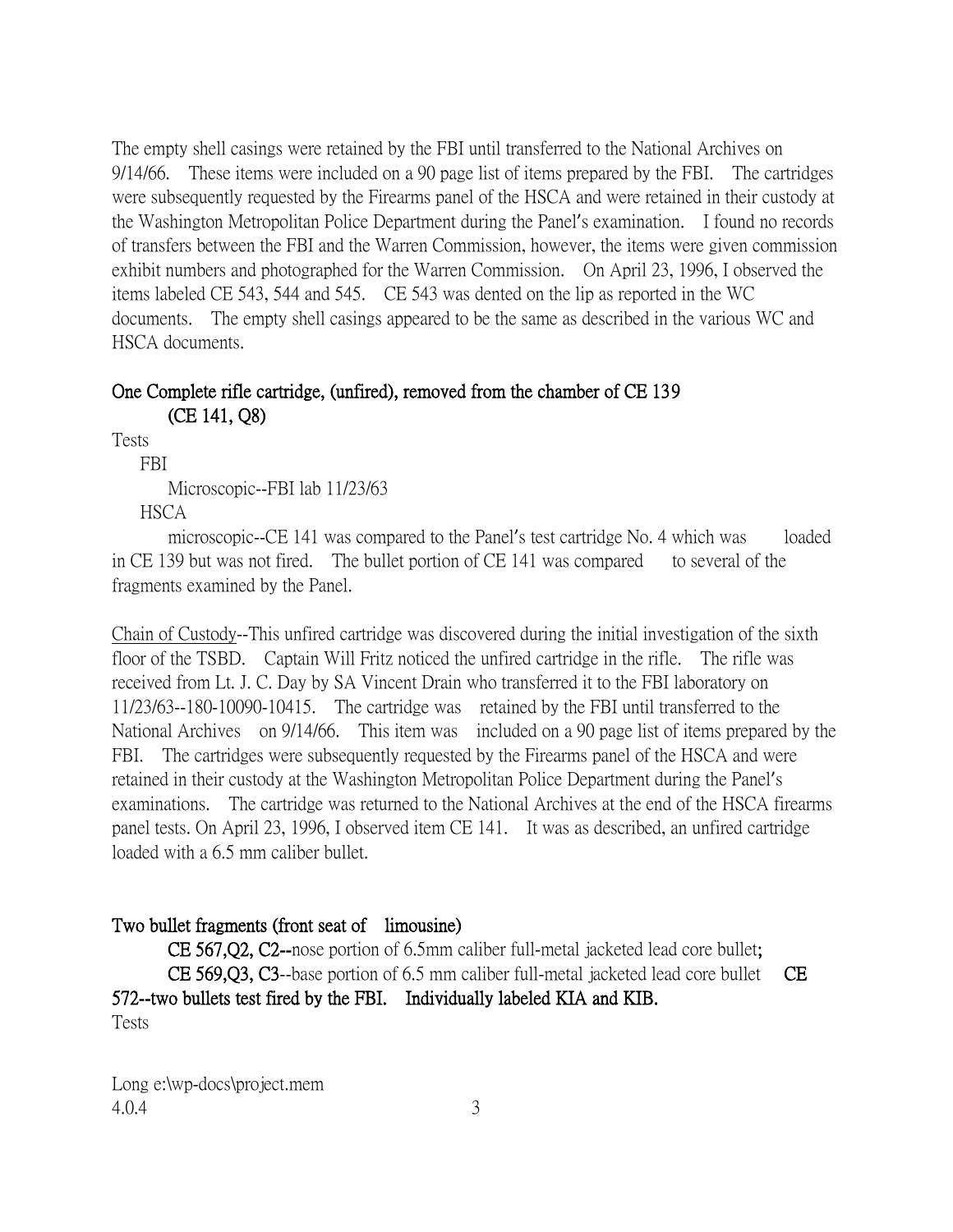The empty shell casings were retained by the FBI until transferred to the National Archives on 9/14/66. These items were included on a 90 page list of items prepared by the FBI. The cartridges were subsequently requested by the Firearms panel of the HSCA and were retained in their custody at the Washington Metropolitan Police Department during the Panel's examination. I found no records of transfers between the FBI and the Warren Commission, however, the items were given commission exhibit numbers and photographed for the Warren Commission. On April 23, 1996, I observed the items labeled CE 543, 544 and 545. CE 543 was dented on the lip as reported in the WC documents. The empty shell casings appeared to be the same as described in the various WC and HSCA documents.

**One Complete rifle cartridge, (unfired), removed from the chamber of CE 139 (CE 141, Q8)**

Tests

FBI

Microscopic--FBI lab 11/23/63

HSCA

microscopic--CE 141 was compared to the Panel's test cartridge No. 4 which was loaded in CE 139 but was not fired. The bullet portion of CE 141 was compared to several of the fragments examined by the Panel.

Chain of Custody--This unfired cartridge was discovered during the initial investigation of the sixth floor of the TSBD. Captain Will Fritz noticed the unfired cartridge in the rifle. The rifle was received from Lt. J. C. Day by SA Vincent Drain who transferred it to the FBI laboratory on 11/23/63--180-10090-10415. The cartridge was retained by the FBI until transferred to the National Archives on 9/14/66. This item was included on a 90 page list of items prepared by the FBI. The cartridges were subsequently requested by the Firearms panel of the HSCA and were retained in their custody at the Washington Metropolitan Police Department during the Panel's examinations. The cartridge was returned to the National Archives at the end of the HSCA firearms panel tests. On April 23, 1996, I observed item CE 141. It was as described, an unfired cartridge loaded with a 6.5 mm caliber bullet.

**Two bullet fragments (front seat of limousine)**

**CE 567,Q2, C2--**nose portion of 6.5mm caliber full-metal jacketed lead core bullet;

**CE 569,Q3, C3**--base portion of 6.5 mm caliber full-metal jacketed lead core bullet **CE 572--two bullets test fired by the FBI. Individually labeled KIA and KIB.**

Tests

Long e:\wp-docs\project.mem
4.0.4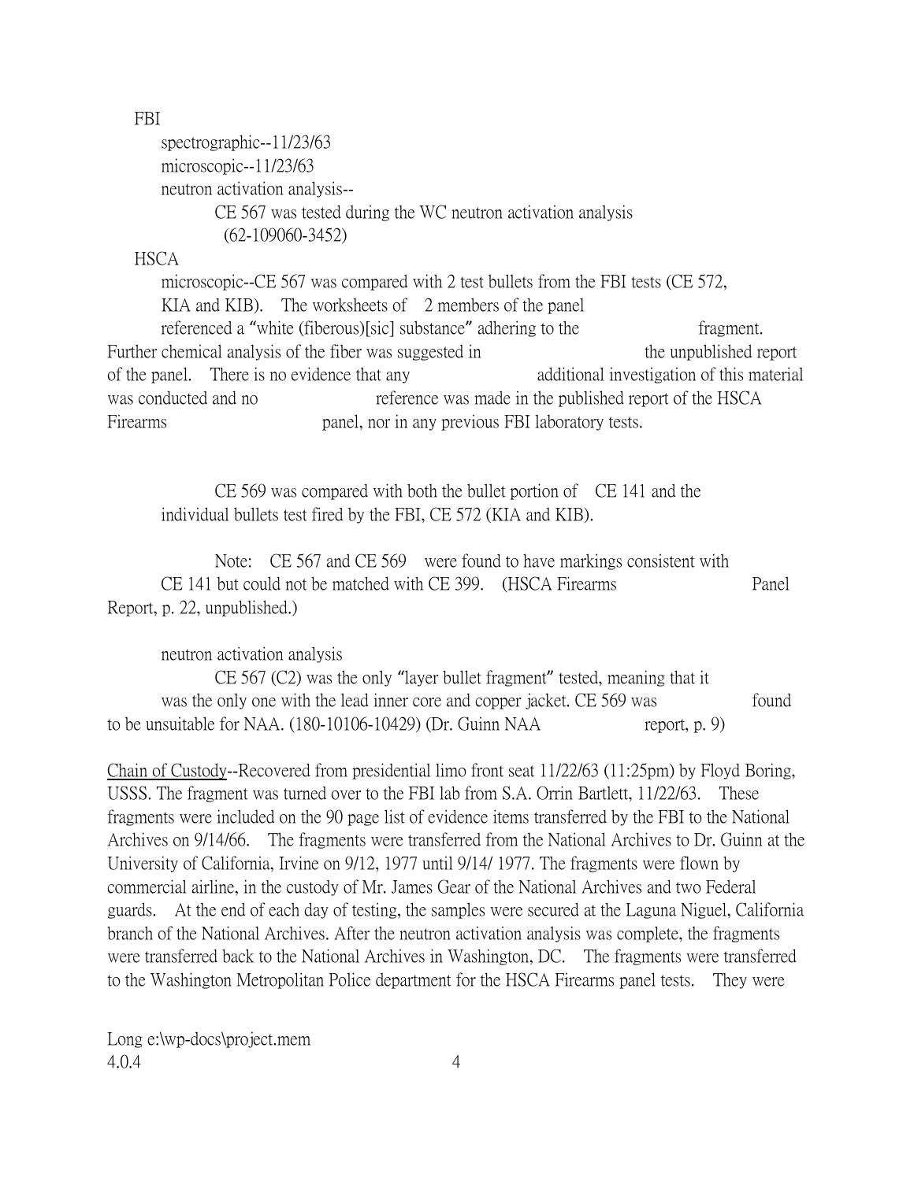FBI

spectrographic--11/23/63

microscopic--11/23/63

neutron activation analysis--

CE 567 was tested during the WC neutron activation analysis (62-109060-3452)

HSCA

microscopic--CE 567 was compared with 2 test bullets from the FBI tests (CE 572, KIA and KIB). The worksheets of 2 members of the panel referenced a "white (fiberous)[sic] substance" adhering to the fragment. Further chemical analysis of the fiber was suggested in the unpublished report of the panel. There is no evidence that any additional investigation of this material was conducted and no reference was made in the published report of the HSCA Firearms panel, nor in any previous FBI laboratory tests.

CE 569 was compared with both the bullet portion of CE 141 and the individual bullets test fired by the FBI, CE 572 (KIA and KIB).

Note: CE 567 and CE 569 were found to have markings consistent with CE 141 but could not be matched with CE 399. (HSCA Firearms Panel Report, p. 22, unpublished.)

neutron activation analysis

CE 567 (C2) was the only "layer bullet fragment" tested, meaning that it was the only one with the lead inner core and copper jacket. CE 569 was found to be unsuitable for NAA. (180-10106-10429) (Dr. Guinn NAA report, p. 9)

<u>Chain of Custody</u>--Recovered from presidential limo front seat 11/22/63 (11:25pm) by Floyd Boring, USSS. The fragment was turned over to the FBI lab from S.A. Orrin Bartlett, 11/22/63. These fragments were included on the 90 page list of evidence items transferred by the FBI to the National Archives on 9/14/66. The fragments were transferred from the National Archives to Dr. Guinn at the University of California, Irvine on 9/12, 1977 until 9/14/ 1977. The fragments were flown by commercial airline, in the custody of Mr. James Gear of the National Archives and two Federal guards. At the end of each day of testing, the samples were secured at the Laguna Niguel, California branch of the National Archives. After the neutron activation analysis was complete, the fragments were transferred back to the National Archives in Washington, DC. The fragments were transferred to the Washington Metropolitan Police department for the HSCA Firearms panel tests. They were

Long e:\wp-docs\project.mem
4.0.4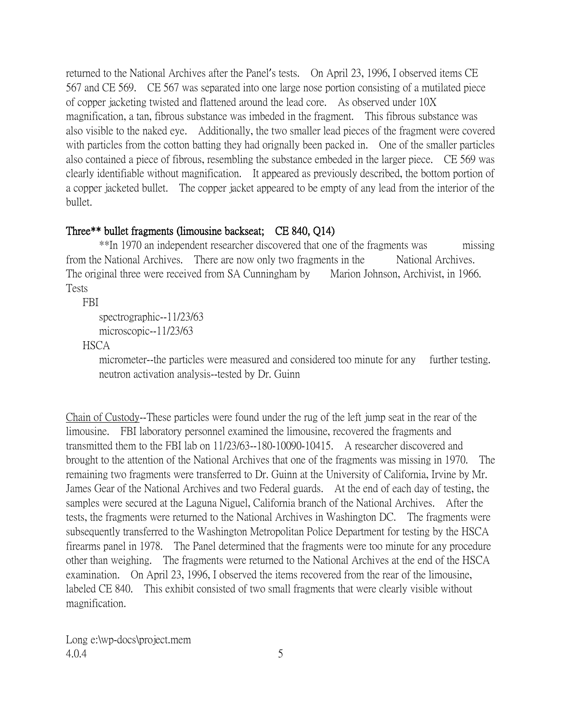returned to the National Archives after the Panel's tests. On April 23, 1996, I observed items CE 567 and CE 569. CE 567 was separated into one large nose portion consisting of a mutilated piece of copper jacketing twisted and flattened around the lead core. As observed under 10X magnification, a tan, fibrous substance was imbeded in the fragment. This fibrous substance was also visible to the naked eye. Additionally, the two smaller lead pieces of the fragment were covered with particles from the cotton batting they had orignally been packed in. One of the smaller particles also contained a piece of fibrous, resembling the substance embeded in the larger piece. CE 569 was clearly identifiable without magnification. It appeared as previously described, the bottom portion of a copper jacketed bullet. The copper jacket appeared to be empty of any lead from the interior of the bullet.

### Three** bullet fragments (limousine backseat; CE 840, Q14)

**In 1970 an independent researcher discovered that one of the fragments was missing from the National Archives. There are now only two fragments in the National Archives. The original three were received from SA Cunningham by Marion Johnson, Archivist, in 1966.

Tests

- FBI
  - spectrographic--11/23/63
  - microscopic--11/23/63
- HSCA
  - micrometer--the particles were measured and considered too minute for any further testing.
  - neutron activation analysis--tested by Dr. Guinn

<u>Chain of Custody</u>--These particles were found under the rug of the left jump seat in the rear of the limousine. FBI laboratory personnel examined the limousine, recovered the fragments and transmitted them to the FBI lab on 11/23/63--180-10090-10415. A researcher discovered and brought to the attention of the National Archives that one of the fragments was missing in 1970. The remaining two fragments were transferred to Dr. Guinn at the University of California, Irvine by Mr. James Gear of the National Archives and two Federal guards. At the end of each day of testing, the samples were secured at the Laguna Niguel, California branch of the National Archives. After the tests, the fragments were returned to the National Archives in Washington DC. The fragments were subsequently transferred to the Washington Metropolitan Police Department for testing by the HSCA firearms panel in 1978. The Panel determined that the fragments were too minute for any procedure other than weighing. The fragments were returned to the National Archives at the end of the HSCA examination. On April 23, 1996, I observed the items recovered from the rear of the limousine, labeled CE 840. This exhibit consisted of two small fragments that were clearly visible without magnification.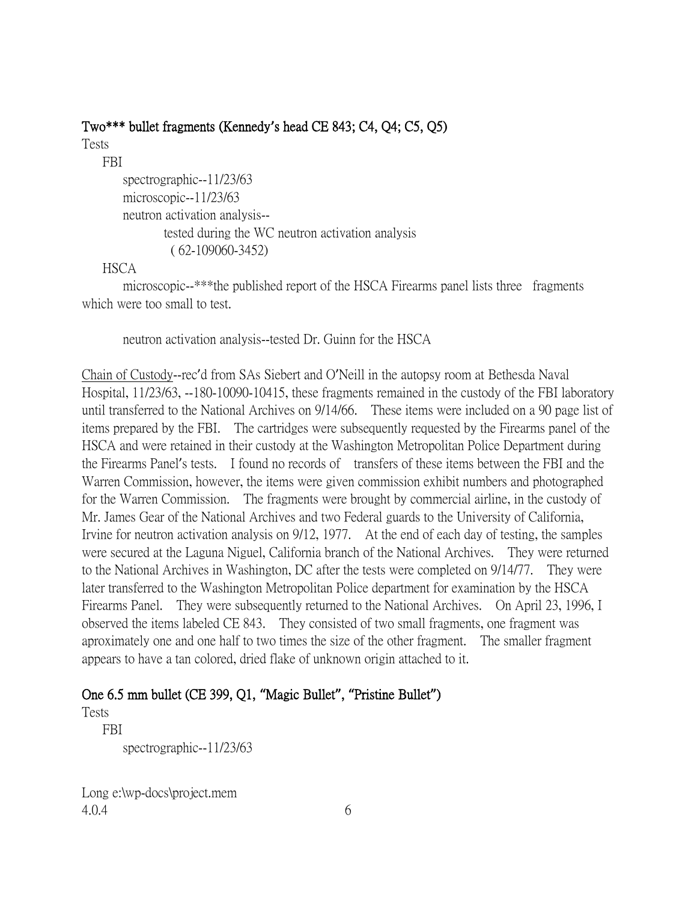**Two*** bullet fragments (Kennedy's head CE 843; C4, Q4; C5, Q5)**

Tests

FBI

spectrographic--11/23/63

microscopic--11/23/63

neutron activation analysis--

tested during the WC neutron activation analysis ( 62-109060-3452)

HSCA

microscopic--***the published report of the HSCA Firearms panel lists three fragments which were too small to test.

neutron activation analysis--tested Dr. Guinn for the HSCA

<u>Chain of Custody</u>--rec'd from SAs Siebert and O'Neill in the autopsy room at Bethesda Naval Hospital, 11/23/63, --180-10090-10415, these fragments remained in the custody of the FBI laboratory until transferred to the National Archives on 9/14/66. These items were included on a 90 page list of items prepared by the FBI. The cartridges were subsequently requested by the Firearms panel of the HSCA and were retained in their custody at the Washington Metropolitan Police Department during the Firearms Panel's tests. I found no records of transfers of these items between the FBI and the Warren Commission, however, the items were given commission exhibit numbers and photographed for the Warren Commission. The fragments were brought by commercial airline, in the custody of Mr. James Gear of the National Archives and two Federal guards to the University of California, Irvine for neutron activation analysis on 9/12, 1977. At the end of each day of testing, the samples were secured at the Laguna Niguel, California branch of the National Archives. They were returned to the National Archives in Washington, DC after the tests were completed on 9/14/77. They were later transferred to the Washington Metropolitan Police department for examination by the HSCA Firearms Panel. They were subsequently returned to the National Archives. On April 23, 1996, I observed the items labeled CE 843. They consisted of two small fragments, one fragment was aproximately one and one half to two times the size of the other fragment. The smaller fragment appears to have a tan colored, dried flake of unknown origin attached to it.

**One 6.5 mm bullet (CE 399, Q1, "Magic Bullet", "Pristine Bullet")**

Tests

FBI

spectrographic--11/23/63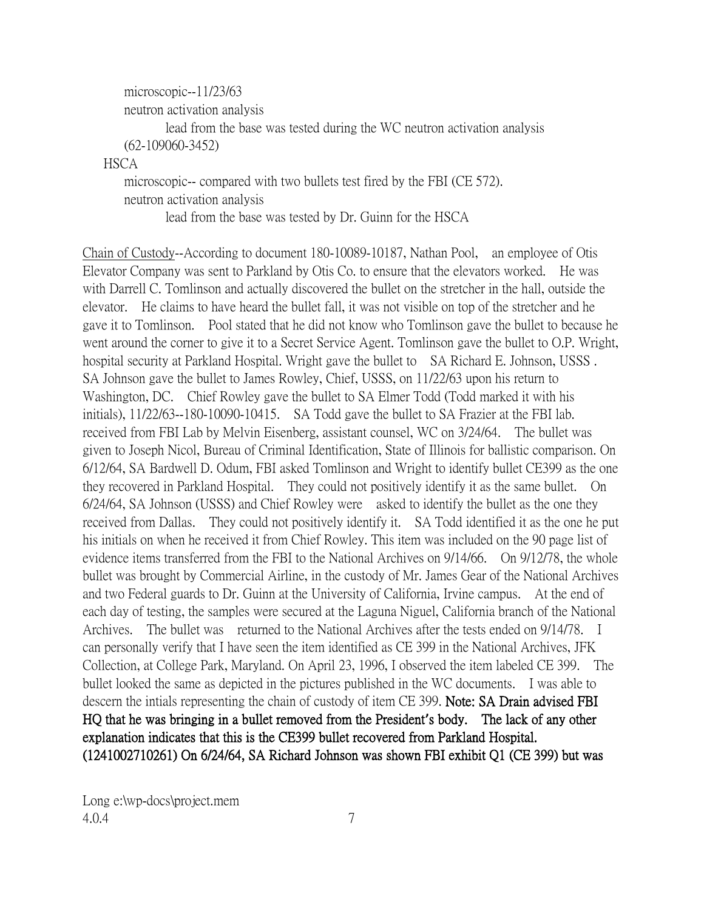microscopic--11/23/63

neutron activation analysis

lead from the base was tested during the WC neutron activation analysis

(62-109060-3452)

HSCA

microscopic-- compared with two bullets test fired by the FBI (CE 572).

neutron activation analysis

lead from the base was tested by Dr. Guinn for the HSCA

Chain of Custody--According to document 180-10089-10187, Nathan Pool, an employee of Otis Elevator Company was sent to Parkland by Otis Co. to ensure that the elevators worked. He was with Darrell C. Tomlinson and actually discovered the bullet on the stretcher in the hall, outside the elevator. He claims to have heard the bullet fall, it was not visible on top of the stretcher and he gave it to Tomlinson. Pool stated that he did not know who Tomlinson gave the bullet to because he went around the corner to give it to a Secret Service Agent. Tomlinson gave the bullet to O.P. Wright, hospital security at Parkland Hospital. Wright gave the bullet to SA Richard E. Johnson, USSS . SA Johnson gave the bullet to James Rowley, Chief, USSS, on 11/22/63 upon his return to Washington, DC. Chief Rowley gave the bullet to SA Elmer Todd (Todd marked it with his initials), 11/22/63--180-10090-10415. SA Todd gave the bullet to SA Frazier at the FBI lab. received from FBI Lab by Melvin Eisenberg, assistant counsel, WC on 3/24/64. The bullet was given to Joseph Nicol, Bureau of Criminal Identification, State of Illinois for ballistic comparison. On 6/12/64, SA Bardwell D. Odum, FBI asked Tomlinson and Wright to identify bullet CE399 as the one they recovered in Parkland Hospital. They could not positively identify it as the same bullet. On 6/24/64, SA Johnson (USSS) and Chief Rowley were asked to identify the bullet as the one they received from Dallas. They could not positively identify it. SA Todd identified it as the one he put his initials on when he received it from Chief Rowley. This item was included on the 90 page list of evidence items transferred from the FBI to the National Archives on 9/14/66. On 9/12/78, the whole bullet was brought by Commercial Airline, in the custody of Mr. James Gear of the National Archives and two Federal guards to Dr. Guinn at the University of California, Irvine campus. At the end of each day of testing, the samples were secured at the Laguna Niguel, California branch of the National Archives. The bullet was returned to the National Archives after the tests ended on 9/14/78. I can personally verify that I have seen the item identified as CE 399 in the National Archives, JFK Collection, at College Park, Maryland. On April 23, 1996, I observed the item labeled CE 399. The bullet looked the same as depicted in the pictures published in the WC documents. I was able to descern the intials representing the chain of custody of item CE 399. **Note: SA Drain advised FBI HQ that he was bringing in a bullet removed from the President's body. The lack of any other explanation indicates that this is the CE399 bullet recovered from Parkland Hospital. (1241002710261) On 6/24/64, SA Richard Johnson was shown FBI exhibit Q1 (CE 399) but was**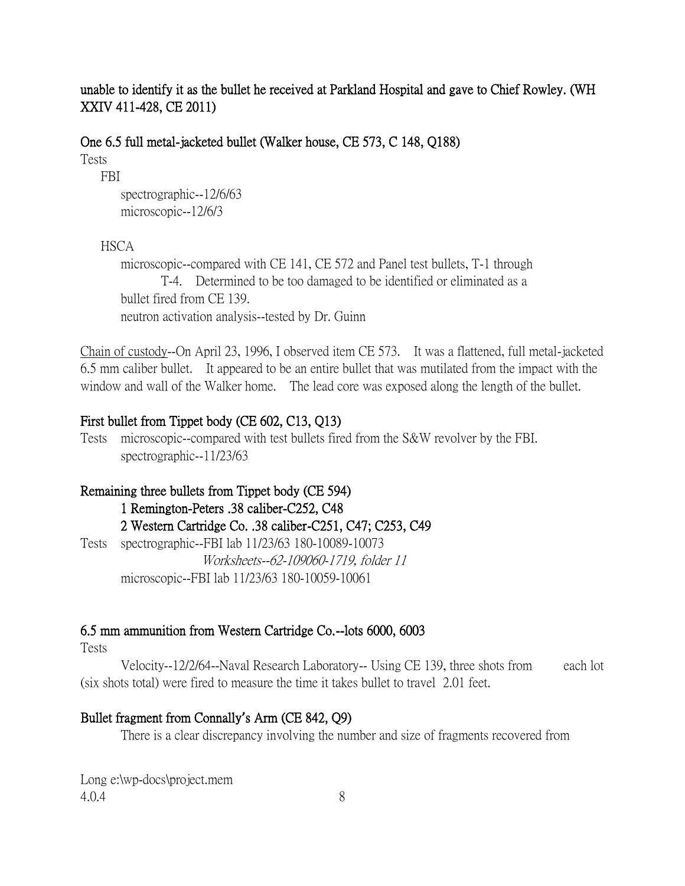**unable to identify it as the bullet he received at Parkland Hospital and gave to Chief Rowley. (WH XXIV 411-428, CE 2011)**

**One 6.5 full metal-jacketed bullet (Walker house, CE 573, C 148, Q188)**

Tests

FBI

spectrographic--12/6/63

microscopic--12/6/3

HSCA

microscopic--compared with CE 141, CE 572 and Panel test bullets, T-1 through T-4. Determined to be too damaged to be identified or eliminated as a bullet fired from CE 139.

neutron activation analysis--tested by Dr. Guinn

Chain of custody--On April 23, 1996, I observed item CE 573. It was a flattened, full metal-jacketed 6.5 mm caliber bullet. It appeared to be an entire bullet that was mutilated from the impact with the window and wall of the Walker home. The lead core was exposed along the length of the bullet.

**First bullet from Tippet body (CE 602, C13, Q13)**

Tests microscopic--compared with test bullets fired from the S&W revolver by the FBI.

spectrographic--11/23/63

**Remaining three bullets from Tippet body (CE 594)**

**1 Remington-Peters .38 caliber-C252, C48**

**2 Western Cartridge Co. .38 caliber-C251, C47; C253, C49**

Tests spectrographic--FBI lab 11/23/63 180-10089-10073

*Worksheets--62-109060-1719, folder 11*

microscopic--FBI lab 11/23/63 180-10059-10061

**6.5 mm ammunition from Western Cartridge Co.--lots 6000, 6003**

Tests

Velocity--12/2/64--Naval Research Laboratory-- Using CE 139, three shots from each lot (six shots total) were fired to measure the time it takes bullet to travel 2.01 feet.

**Bullet fragment from Connally's Arm (CE 842, Q9)**

There is a clear discrepancy involving the number and size of fragments recovered from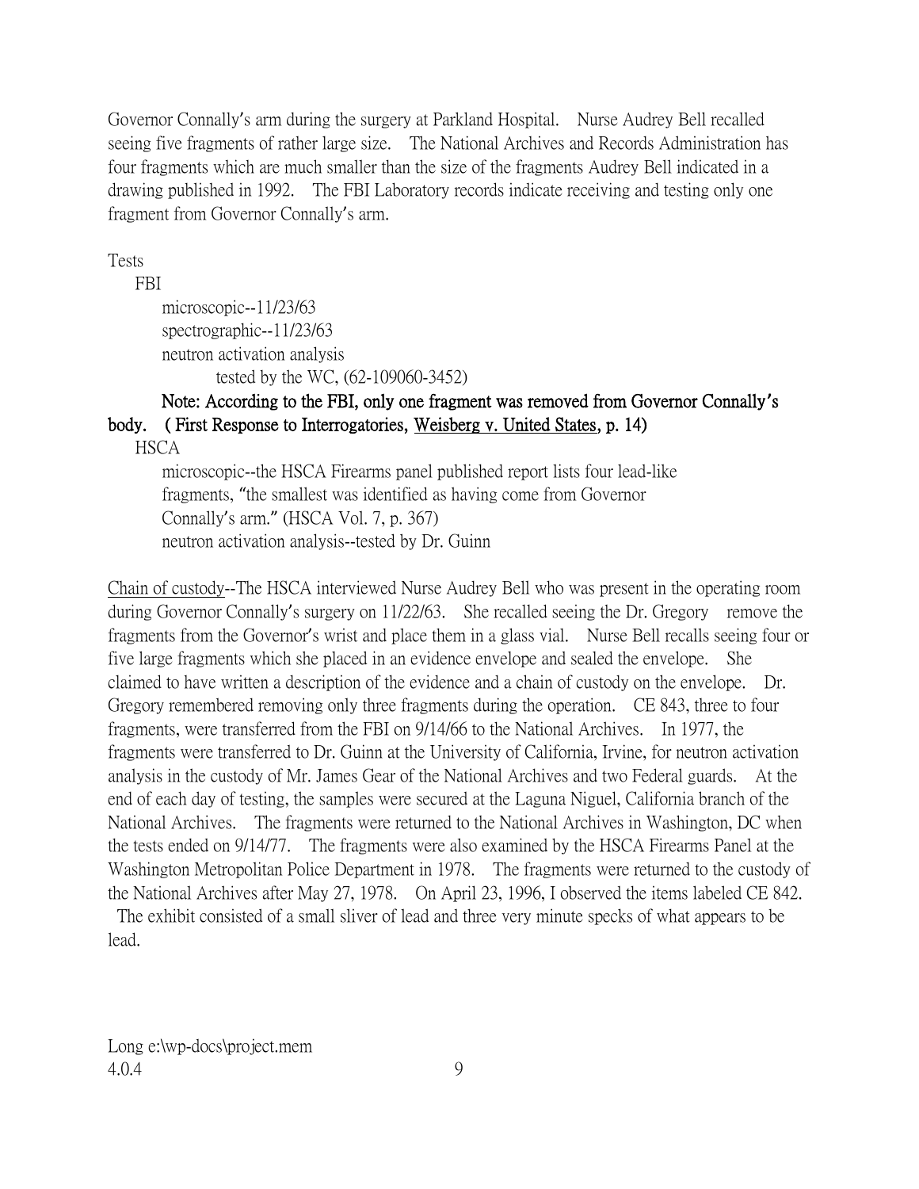Governor Connally's arm during the surgery at Parkland Hospital. Nurse Audrey Bell recalled seeing five fragments of rather large size. The National Archives and Records Administration has four fragments which are much smaller than the size of the fragments Audrey Bell indicated in a drawing published in 1992. The FBI Laboratory records indicate receiving and testing only one fragment from Governor Connally's arm.

Tests

- FBI
  - microscopic--11/23/63
  - spectrographic--11/23/63
  - neutron activation analysis
    - tested by the WC, (62-109060-3452)

**Note: According to the FBI, only one fragment was removed from Governor Connally's body. ( First Response to Interrogatories, <u>Weisberg v. United States</u>, p. 14)**

- HSCA
  - microscopic--the HSCA Firearms panel published report lists four lead-like fragments, "the smallest was identified as having come from Governor Connally's arm." (HSCA Vol. 7, p. 367)
  - neutron activation analysis--tested by Dr. Guinn

<u>Chain of custody</u>--The HSCA interviewed Nurse Audrey Bell who was present in the operating room during Governor Connally's surgery on 11/22/63. She recalled seeing the Dr. Gregory remove the fragments from the Governor's wrist and place them in a glass vial. Nurse Bell recalls seeing four or five large fragments which she placed in an evidence envelope and sealed the envelope. She claimed to have written a description of the evidence and a chain of custody on the envelope. Dr. Gregory remembered removing only three fragments during the operation. CE 843, three to four fragments, were transferred from the FBI on 9/14/66 to the National Archives. In 1977, the fragments were transferred to Dr. Guinn at the University of California, Irvine, for neutron activation analysis in the custody of Mr. James Gear of the National Archives and two Federal guards. At the end of each day of testing, the samples were secured at the Laguna Niguel, California branch of the National Archives. The fragments were returned to the National Archives in Washington, DC when the tests ended on 9/14/77. The fragments were also examined by the HSCA Firearms Panel at the Washington Metropolitan Police Department in 1978. The fragments were returned to the custody of the National Archives after May 27, 1978. On April 23, 1996, I observed the items labeled CE 842. The exhibit consisted of a small sliver of lead and three very minute specks of what appears to be lead.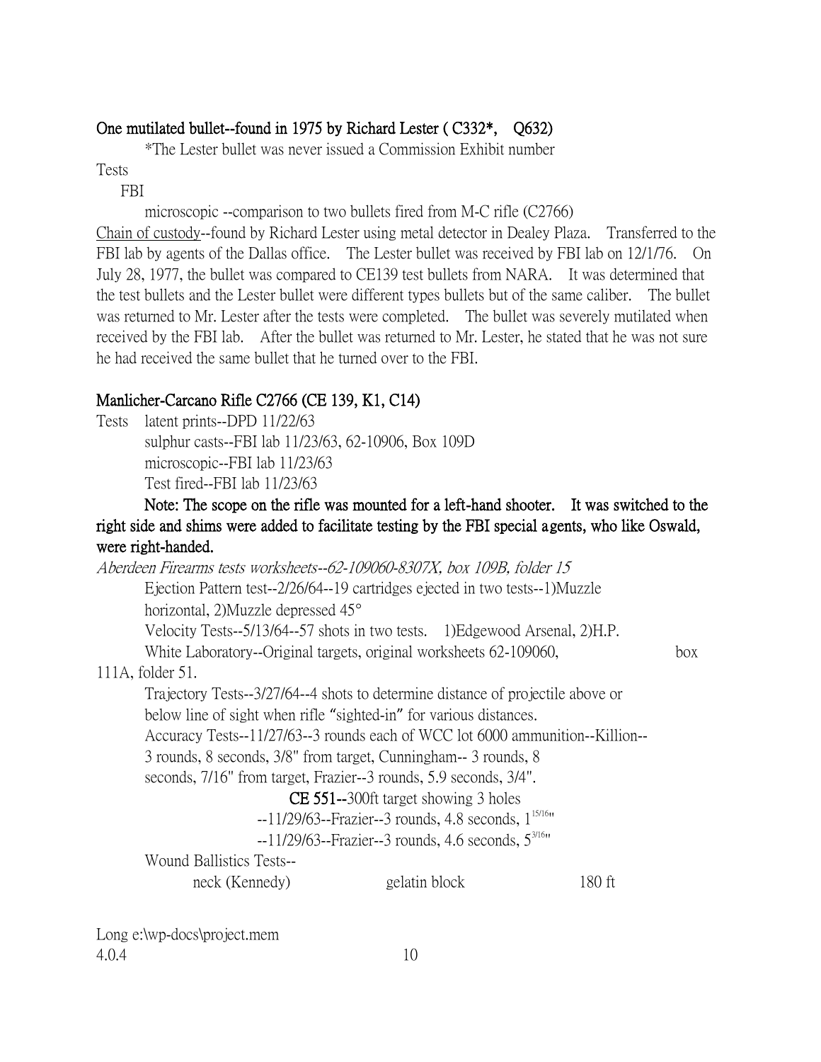**<u>One mutilated bullet--found in 1975 by Richard Lester ( C332*, Q632)</u>**

*The Lester bullet was never issued a Commission Exhibit number

Tests

FBI

microscopic --comparison to two bullets fired from M-C rifle (C2766)

<u>Chain of custody</u>--found by Richard Lester using metal detector in Dealey Plaza. Transferred to the FBI lab by agents of the Dallas office. The Lester bullet was received by FBI lab on 12/1/76. On July 28, 1977, the bullet was compared to CE139 test bullets from NARA. It was determined that the test bullets and the Lester bullet were different types bullets but of the same caliber. The bullet was returned to Mr. Lester after the tests were completed. The bullet was severely mutilated when received by the FBI lab. After the bullet was returned to Mr. Lester, he stated that he was not sure he had received the same bullet that he turned over to the FBI.

**<u>Manlicher-Carcano Rifle C2766 (CE 139, K1, C14)</u>**

Tests latent prints--DPD 11/22/63

sulphur casts--FBI lab 11/23/63, 62-10906, Box 109D

microscopic--FBI lab 11/23/63

Test fired--FBI lab 11/23/63

**Note: The scope on the rifle was mounted for a left-hand shooter. It was switched to the right side and shims were added to facilitate testing by the FBI special agents, who like Oswald, were right-handed.**

*Aberdeen Firearms tests worksheets--62-109060-8307X, box 109B, folder 15*

Ejection Pattern test--2/26/64--19 cartridges ejected in two tests--1)Muzzle horizontal, 2)Muzzle depressed 45°

Velocity Tests--5/13/64--57 shots in two tests. 1)Edgewood Arsenal, 2)H.P. White Laboratory--Original targets, original worksheets 62-109060, box 111A, folder 51.

Trajectory Tests--3/27/64--4 shots to determine distance of projectile above or below line of sight when rifle "sighted-in" for various distances.

Accuracy Tests--11/27/63--3 rounds each of WCC lot 6000 ammunition--Killion--3 rounds, 8 seconds, 3/8" from target, Cunningham-- 3 rounds, 8 seconds, 7/16" from target, Frazier--3 rounds, 5.9 seconds, 3/4".

**CE 551--**300ft target showing 3 holes

--11/29/63--Frazier--3 rounds, 4.8 seconds, 1 15/16"

--11/29/63--Frazier--3 rounds, 4.6 seconds, 5 3/16"

Wound Ballistics Tests--

neck (Kennedy) gelatin block 180 ft

Long e:\wp-docs\project.mem
4.0.4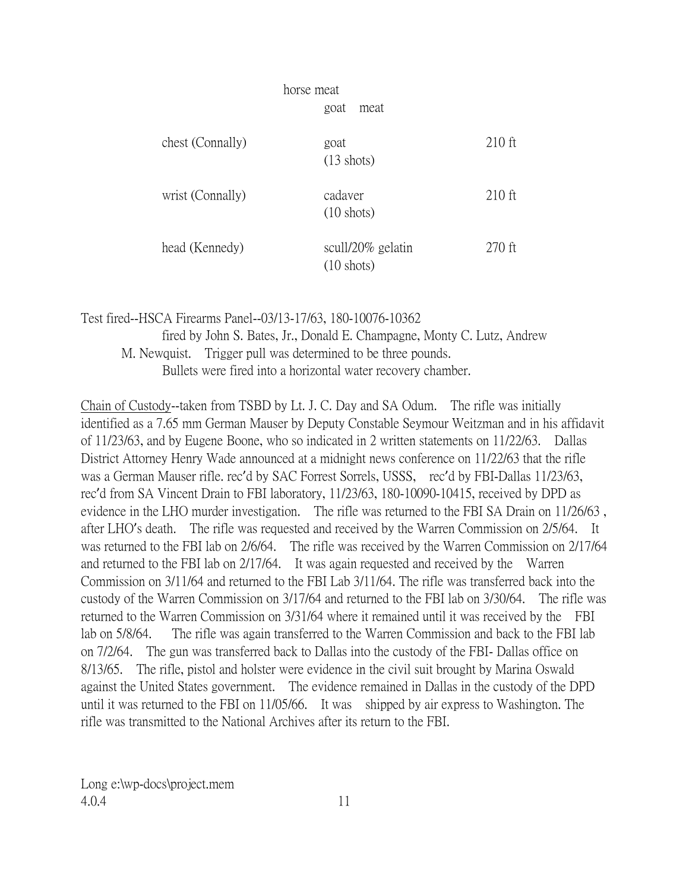horse meat
goat meat

| | | |
|---|---|---|
| chest (Connally) | goat (13 shots) | 210 ft |
| wrist (Connally) | cadaver (10 shots) | 210 ft |
| head (Kennedy) | scull/20% gelatin (10 shots) | 270 ft |

Test fired--HSCA Firearms Panel--03/13-17/63, 180-10076-10362
fired by John S. Bates, Jr., Donald E. Champagne, Monty C. Lutz, Andrew M. Newquist. Trigger pull was determined to be three pounds.
Bullets were fired into a horizontal water recovery chamber.

Chain of Custody--taken from TSBD by Lt. J. C. Day and SA Odum. The rifle was initially identified as a 7.65 mm German Mauser by Deputy Constable Seymour Weitzman and in his affidavit of 11/23/63, and by Eugene Boone, who so indicated in 2 written statements on 11/22/63. Dallas District Attorney Henry Wade announced at a midnight news conference on 11/22/63 that the rifle was a German Mauser rifle. rec'd by SAC Forrest Sorrels, USSS, rec'd by FBI-Dallas 11/23/63, rec'd from SA Vincent Drain to FBI laboratory, 11/23/63, 180-10090-10415, received by DPD as evidence in the LHO murder investigation. The rifle was returned to the FBI SA Drain on 11/26/63 , after LHO's death. The rifle was requested and received by the Warren Commission on 2/5/64. It was returned to the FBI lab on 2/6/64. The rifle was received by the Warren Commission on 2/17/64 and returned to the FBI lab on 2/17/64. It was again requested and received by the Warren Commission on 3/11/64 and returned to the FBI Lab 3/11/64. The rifle was transferred back into the custody of the Warren Commission on 3/17/64 and returned to the FBI lab on 3/30/64. The rifle was returned to the Warren Commission on 3/31/64 where it remained until it was received by the FBI lab on 5/8/64. The rifle was again transferred to the Warren Commission and back to the FBI lab on 7/2/64. The gun was transferred back to Dallas into the custody of the FBI- Dallas office on 8/13/65. The rifle, pistol and holster were evidence in the civil suit brought by Marina Oswald against the United States government. The evidence remained in Dallas in the custody of the DPD until it was returned to the FBI on 11/05/66. It was shipped by air express to Washington. The rifle was transmitted to the National Archives after its return to the FBI.

Long e:\wp-docs\project.mem
4.0.4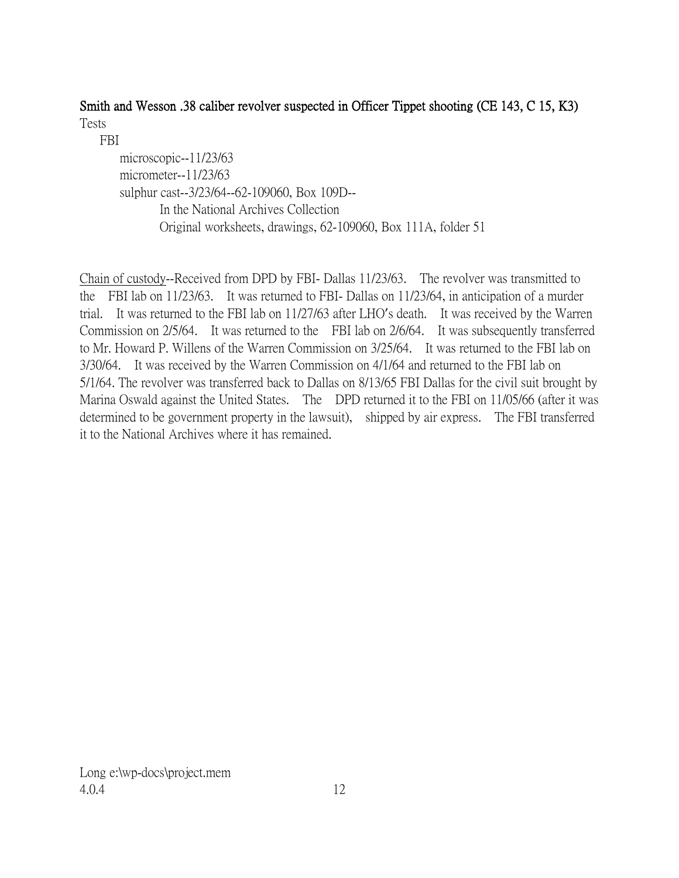**Smith and Wesson .38 caliber revolver suspected in Officer Tippet shooting (CE 143, C 15, K3)**

Tests

- FBI
  - microscopic--11/23/63
  - micrometer--11/23/63
  - sulphur cast--3/23/64--62-109060, Box 109D--
    - In the National Archives Collection
    - Original worksheets, drawings, 62-109060, Box 111A, folder 51

<u>Chain of custody</u>--Received from DPD by FBI- Dallas 11/23/63. The revolver was transmitted to the FBI lab on 11/23/63. It was returned to FBI- Dallas on 11/23/64, in anticipation of a murder trial. It was returned to the FBI lab on 11/27/63 after LHO's death. It was received by the Warren Commission on 2/5/64. It was returned to the FBI lab on 2/6/64. It was subsequently transferred to Mr. Howard P. Willens of the Warren Commission on 3/25/64. It was returned to the FBI lab on 3/30/64. It was received by the Warren Commission on 4/1/64 and returned to the FBI lab on 5/1/64. The revolver was transferred back to Dallas on 8/13/65 FBI Dallas for the civil suit brought by Marina Oswald against the United States. The DPD returned it to the FBI on 11/05/66 (after it was determined to be government property in the lawsuit), shipped by air express. The FBI transferred it to the National Archives where it has remained.

Long e:\wp-docs\project.mem
4.0.4